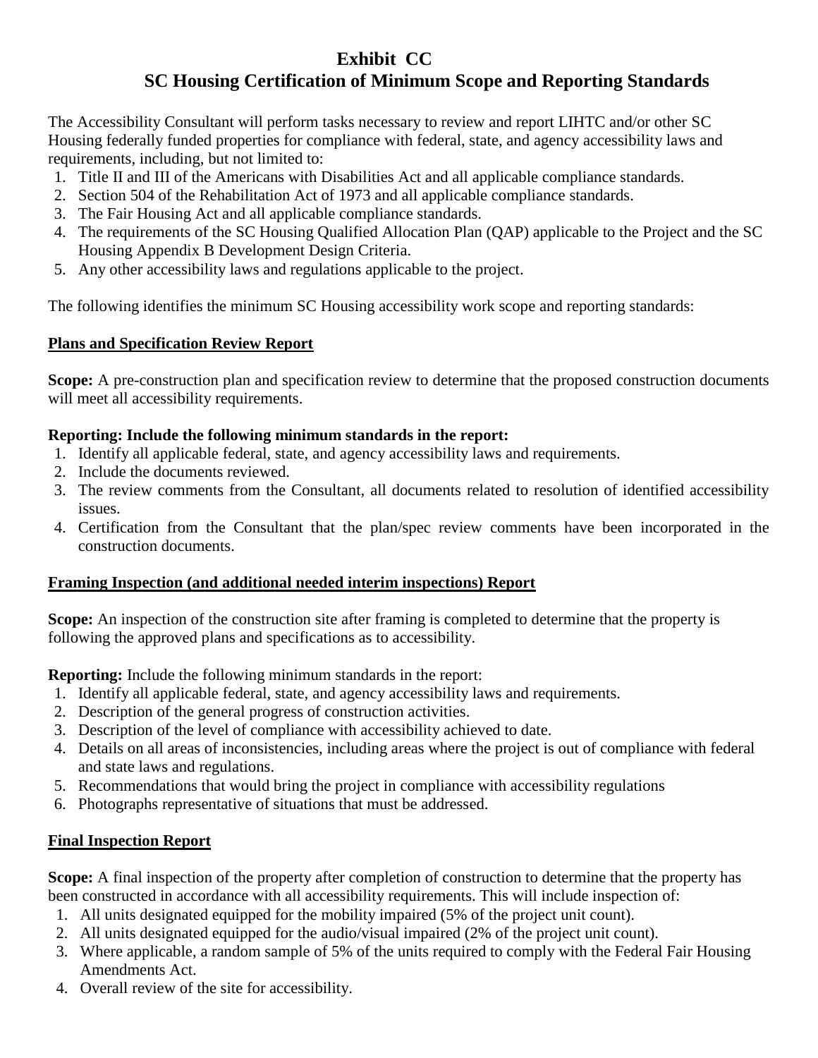# Exhibit CC
## SC Housing Certification of Minimum Scope and Reporting Standards

The Accessibility Consultant will perform tasks necessary to review and report LIHTC and/or other SC Housing federally funded properties for compliance with federal, state, and agency accessibility laws and requirements, including, but not limited to:

1. Title II and III of the Americans with Disabilities Act and all applicable compliance standards.
2. Section 504 of the Rehabilitation Act of 1973 and all applicable compliance standards.
3. The Fair Housing Act and all applicable compliance standards.
4. The requirements of the SC Housing Qualified Allocation Plan (QAP) applicable to the Project and the SC Housing Appendix B Development Design Criteria.
5. Any other accessibility laws and regulations applicable to the project.

The following identifies the minimum SC Housing accessibility work scope and reporting standards:

### Plans and Specification Review Report

**Scope:** A pre-construction plan and specification review to determine that the proposed construction documents will meet all accessibility requirements.

**Reporting: Include the following minimum standards in the report:**

1. Identify all applicable federal, state, and agency accessibility laws and requirements.
2. Include the documents reviewed.
3. The review comments from the Consultant, all documents related to resolution of identified accessibility issues.
4. Certification from the Consultant that the plan/spec review comments have been incorporated in the construction documents.

### Framing Inspection (and additional needed interim inspections) Report

**Scope:** An inspection of the construction site after framing is completed to determine that the property is following the approved plans and specifications as to accessibility.

**Reporting:** Include the following minimum standards in the report:

1. Identify all applicable federal, state, and agency accessibility laws and requirements.
2. Description of the general progress of construction activities.
3. Description of the level of compliance with accessibility achieved to date.
4. Details on all areas of inconsistencies, including areas where the project is out of compliance with federal and state laws and regulations.
5. Recommendations that would bring the project in compliance with accessibility regulations
6. Photographs representative of situations that must be addressed.

### Final Inspection Report

**Scope:** A final inspection of the property after completion of construction to determine that the property has been constructed in accordance with all accessibility requirements. This will include inspection of:

1. All units designated equipped for the mobility impaired (5% of the project unit count).
2. All units designated equipped for the audio/visual impaired (2% of the project unit count).
3. Where applicable, a random sample of 5% of the units required to comply with the Federal Fair Housing Amendments Act.
4. Overall review of the site for accessibility.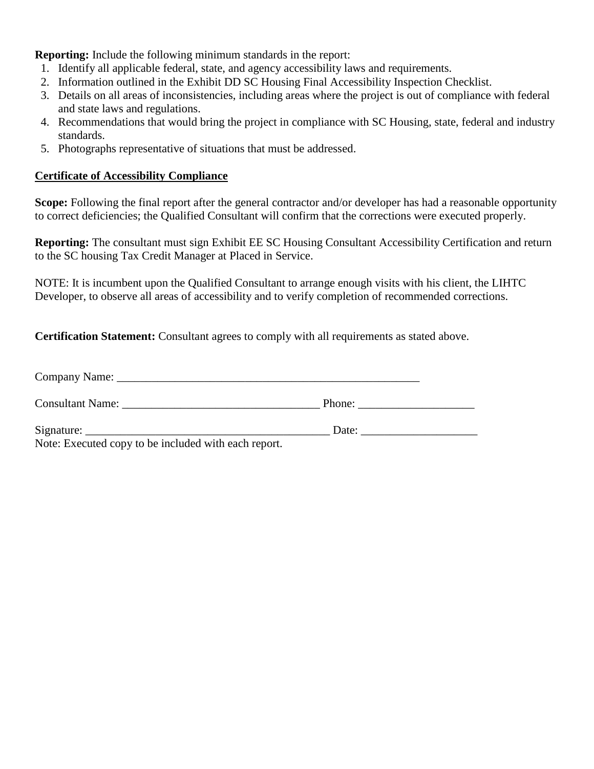**Reporting:** Include the following minimum standards in the report:

1. Identify all applicable federal, state, and agency accessibility laws and requirements.
2. Information outlined in the Exhibit DD SC Housing Final Accessibility Inspection Checklist.
3. Details on all areas of inconsistencies, including areas where the project is out of compliance with federal and state laws and regulations.
4. Recommendations that would bring the project in compliance with SC Housing, state, federal and industry standards.
5. Photographs representative of situations that must be addressed.

**Certificate of Accessibility Compliance**

**Scope:** Following the final report after the general contractor and/or developer has had a reasonable opportunity to correct deficiencies; the Qualified Consultant will confirm that the corrections were executed properly.

**Reporting:** The consultant must sign Exhibit EE SC Housing Consultant Accessibility Certification and return to the SC housing Tax Credit Manager at Placed in Service.

NOTE: It is incumbent upon the Qualified Consultant to arrange enough visits with his client, the LIHTC Developer, to observe all areas of accessibility and to verify completion of recommended corrections.

**Certification Statement:** Consultant agrees to comply with all requirements as stated above.

Company Name: _______________________________________________________

Consultant Name: __________________________________ Phone: ____________________

Signature: __________________________________________ Date: ____________________

Note: Executed copy to be included with each report.